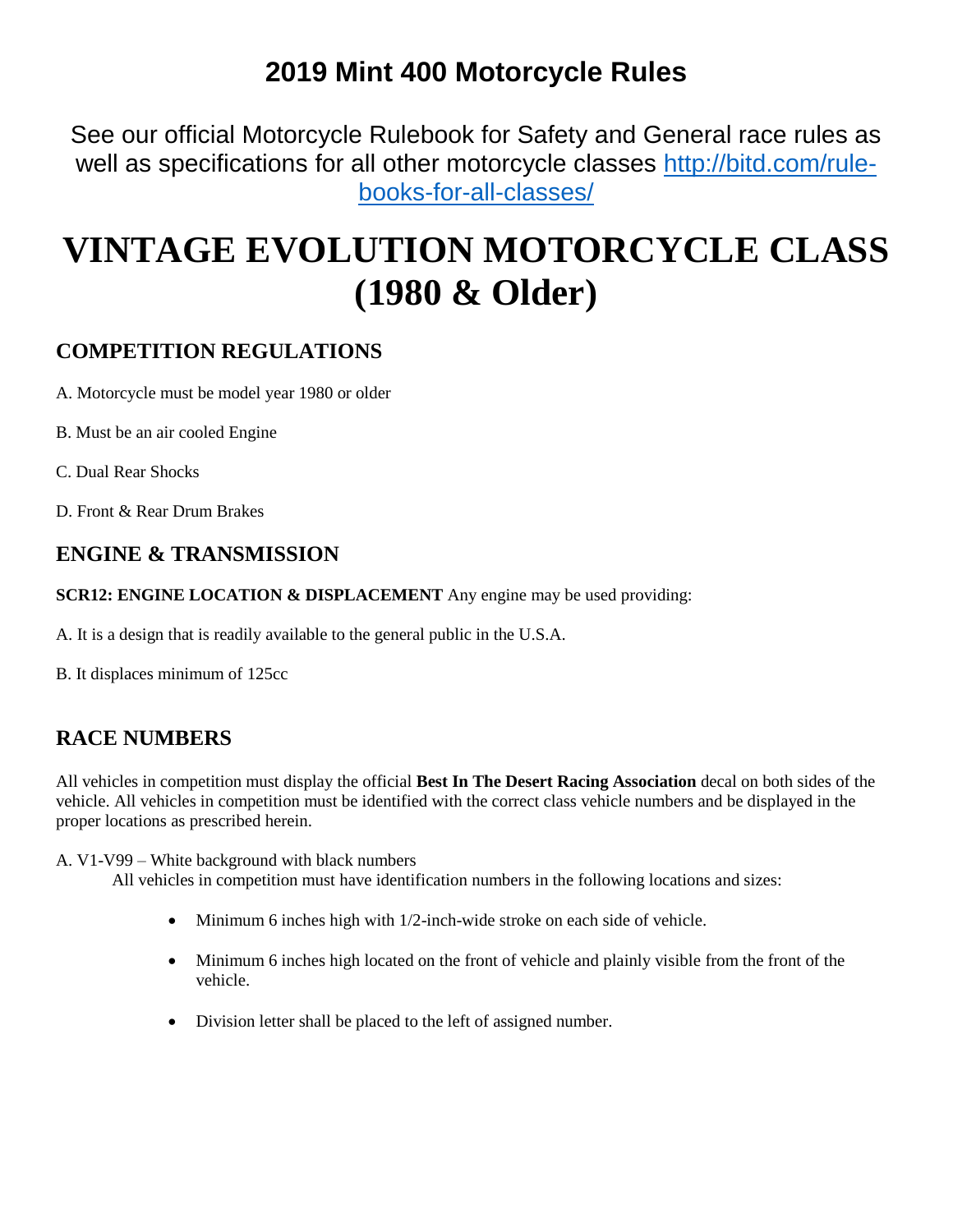# 2019 Mint 400 Motorcycle Rules

See our official Motorcycle Rulebook for Safety and General race rules as well as specifications for all other motorcycle classes [http://bitd.com/rule-books-for-all-classes/](http://bitd.com/rule-books-for-all-classes/)

# VINTAGE EVOLUTION MOTORCYCLE CLASS (1980 & Older)

## COMPETITION REGULATIONS

A. Motorcycle must be model year 1980 or older

B. Must be an air cooled Engine

C. Dual Rear Shocks

D. Front & Rear Drum Brakes

## ENGINE & TRANSMISSION

**SCR12: ENGINE LOCATION & DISPLACEMENT** Any engine may be used providing:

A. It is a design that is readily available to the general public in the U.S.A.

B. It displaces minimum of 125cc

## RACE NUMBERS

All vehicles in competition must display the official **Best In The Desert Racing Association** decal on both sides of the vehicle. All vehicles in competition must be identified with the correct class vehicle numbers and be displayed in the proper locations as prescribed herein.

A. V1-V99 – White background with black numbers

All vehicles in competition must have identification numbers in the following locations and sizes:

- Minimum 6 inches high with 1/2-inch-wide stroke on each side of vehicle.
- Minimum 6 inches high located on the front of vehicle and plainly visible from the front of the vehicle.
- Division letter shall be placed to the left of assigned number.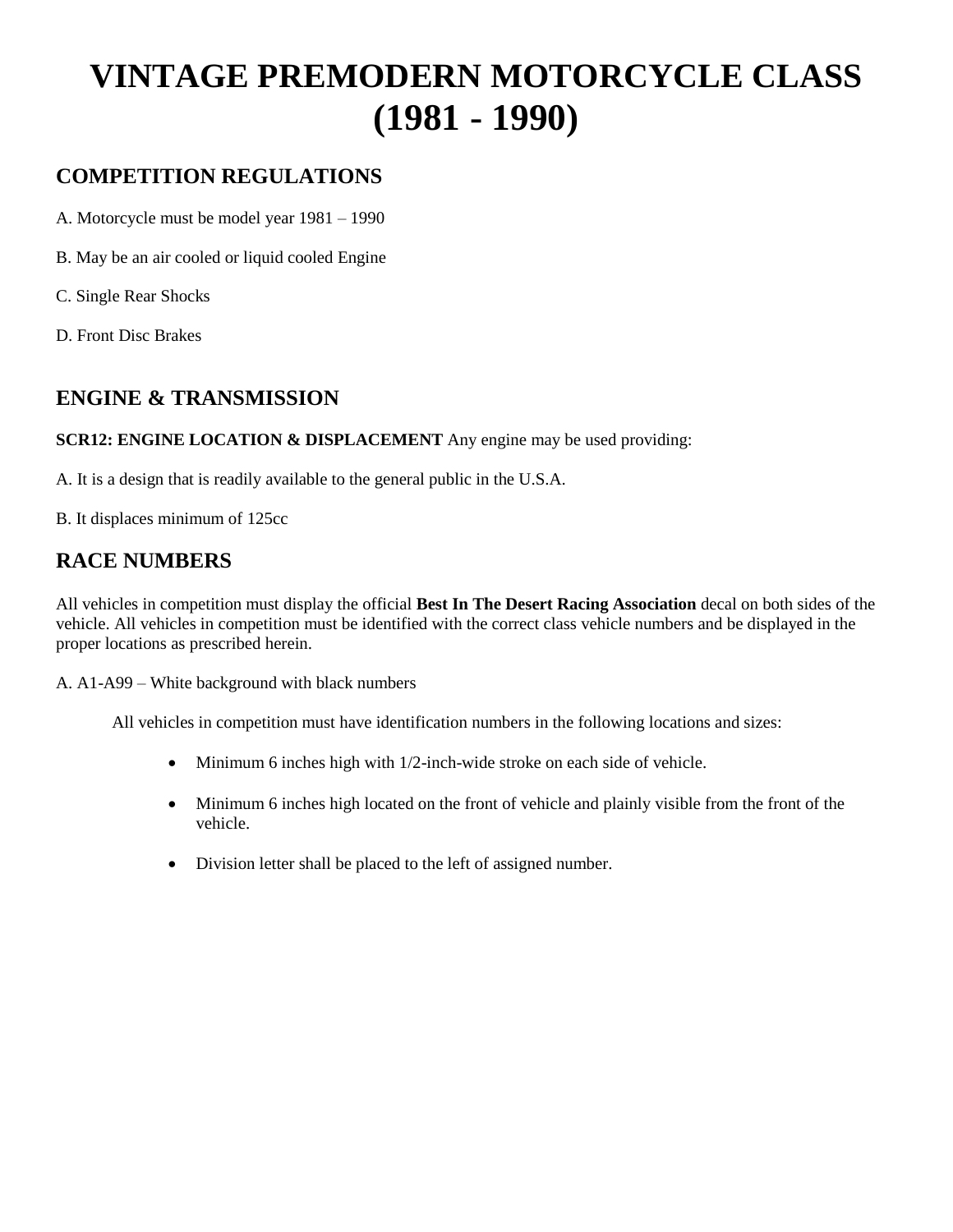# VINTAGE PREMODERN MOTORCYCLE CLASS (1981 - 1990)

## COMPETITION REGULATIONS

A. Motorcycle must be model year 1981 – 1990

B. May be an air cooled or liquid cooled Engine

C. Single Rear Shocks

D. Front Disc Brakes

## ENGINE & TRANSMISSION

**SCR12: ENGINE LOCATION & DISPLACEMENT** Any engine may be used providing:

A. It is a design that is readily available to the general public in the U.S.A.

B. It displaces minimum of 125cc

## RACE NUMBERS

All vehicles in competition must display the official **Best In The Desert Racing Association** decal on both sides of the vehicle. All vehicles in competition must be identified with the correct class vehicle numbers and be displayed in the proper locations as prescribed herein.

A. A1-A99 – White background with black numbers

All vehicles in competition must have identification numbers in the following locations and sizes:

- Minimum 6 inches high with 1/2-inch-wide stroke on each side of vehicle.
- Minimum 6 inches high located on the front of vehicle and plainly visible from the front of the vehicle.
- Division letter shall be placed to the left of assigned number.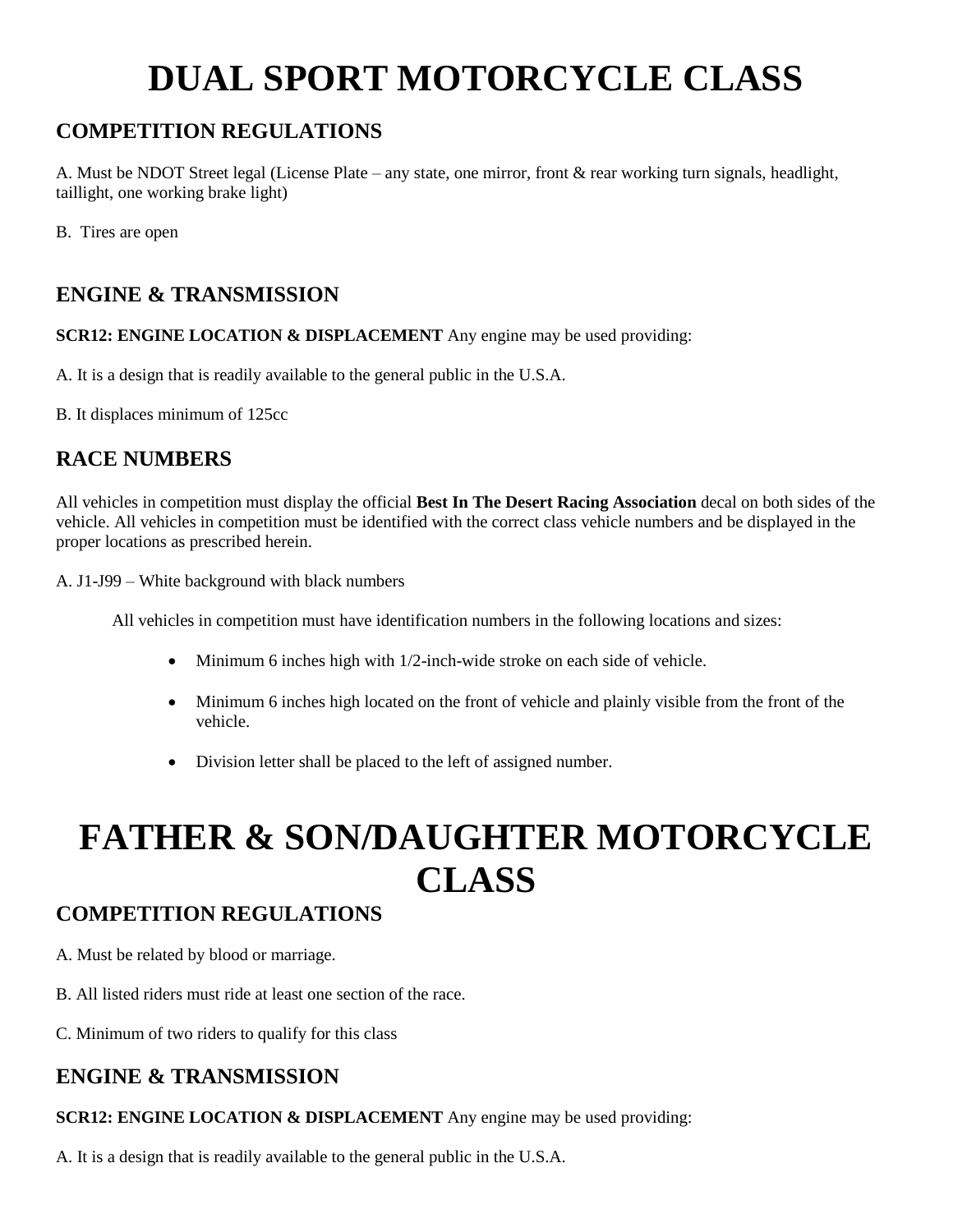# DUAL SPORT MOTORCYCLE CLASS

## COMPETITION REGULATIONS

A. Must be NDOT Street legal (License Plate – any state, one mirror, front & rear working turn signals, headlight, taillight, one working brake light)

B. Tires are open

## ENGINE & TRANSMISSION

**SCR12: ENGINE LOCATION & DISPLACEMENT** Any engine may be used providing:

A. It is a design that is readily available to the general public in the U.S.A.

B. It displaces minimum of 125cc

## RACE NUMBERS

All vehicles in competition must display the official **Best In The Desert Racing Association** decal on both sides of the vehicle. All vehicles in competition must be identified with the correct class vehicle numbers and be displayed in the proper locations as prescribed herein.

A. J1-J99 – White background with black numbers

All vehicles in competition must have identification numbers in the following locations and sizes:

- Minimum 6 inches high with 1/2-inch-wide stroke on each side of vehicle.
- Minimum 6 inches high located on the front of vehicle and plainly visible from the front of the vehicle.
- Division letter shall be placed to the left of assigned number.

# FATHER & SON/DAUGHTER MOTORCYCLE CLASS

## COMPETITION REGULATIONS

A. Must be related by blood or marriage.

B. All listed riders must ride at least one section of the race.

C. Minimum of two riders to qualify for this class

## ENGINE & TRANSMISSION

**SCR12: ENGINE LOCATION & DISPLACEMENT** Any engine may be used providing:

A. It is a design that is readily available to the general public in the U.S.A.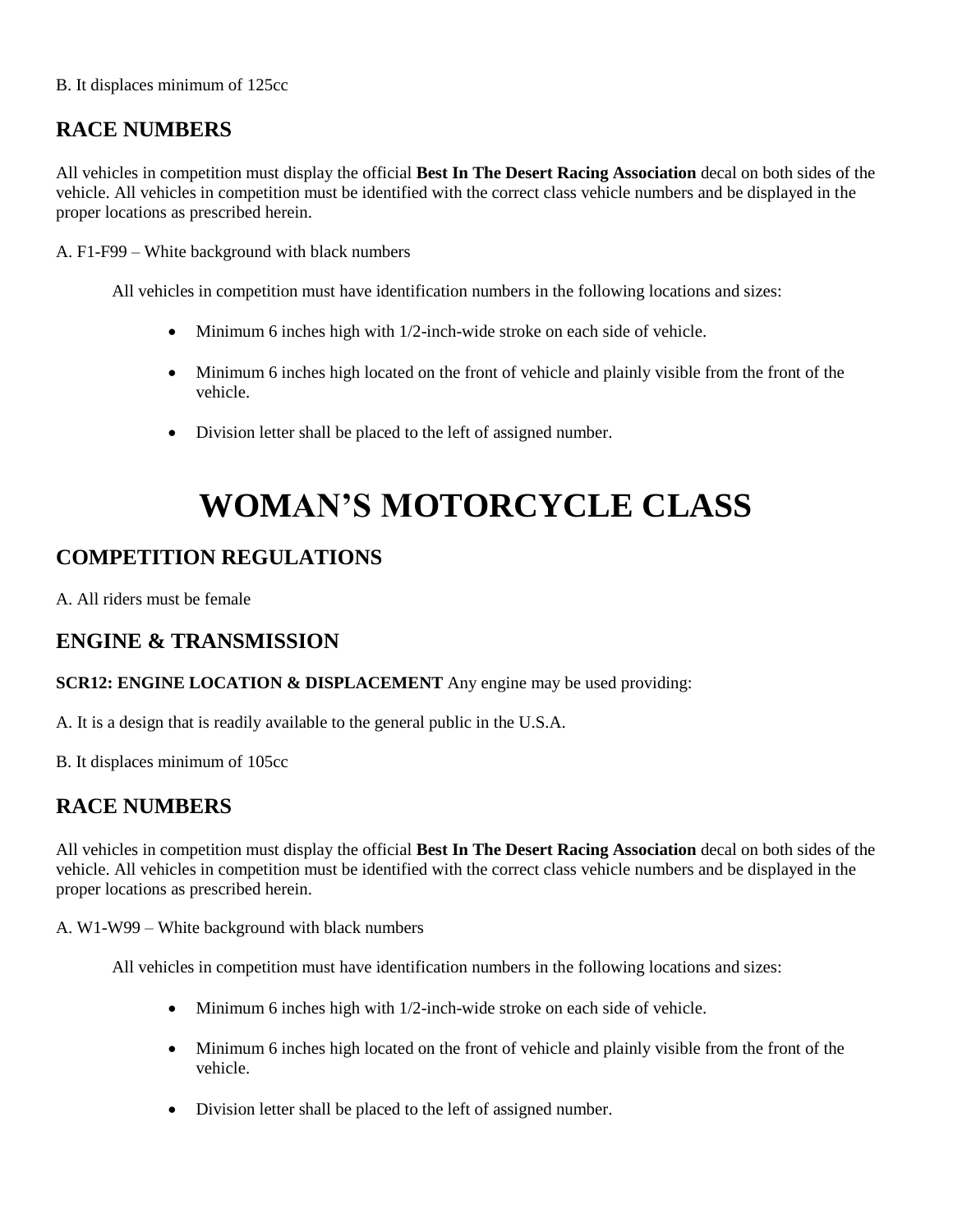B. It displaces minimum of 125cc

## RACE NUMBERS

All vehicles in competition must display the official **Best In The Desert Racing Association** decal on both sides of the vehicle. All vehicles in competition must be identified with the correct class vehicle numbers and be displayed in the proper locations as prescribed herein.

A. F1-F99 – White background with black numbers

All vehicles in competition must have identification numbers in the following locations and sizes:

- Minimum 6 inches high with 1/2-inch-wide stroke on each side of vehicle.
- Minimum 6 inches high located on the front of vehicle and plainly visible from the front of the vehicle.
- Division letter shall be placed to the left of assigned number.

# WOMAN’S MOTORCYCLE CLASS

## COMPETITION REGULATIONS

A. All riders must be female

## ENGINE & TRANSMISSION

**SCR12: ENGINE LOCATION & DISPLACEMENT** Any engine may be used providing:

A. It is a design that is readily available to the general public in the U.S.A.

B. It displaces minimum of 105cc

## RACE NUMBERS

All vehicles in competition must display the official **Best In The Desert Racing Association** decal on both sides of the vehicle. All vehicles in competition must be identified with the correct class vehicle numbers and be displayed in the proper locations as prescribed herein.

A. W1-W99 – White background with black numbers

All vehicles in competition must have identification numbers in the following locations and sizes:

- Minimum 6 inches high with 1/2-inch-wide stroke on each side of vehicle.
- Minimum 6 inches high located on the front of vehicle and plainly visible from the front of the vehicle.
- Division letter shall be placed to the left of assigned number.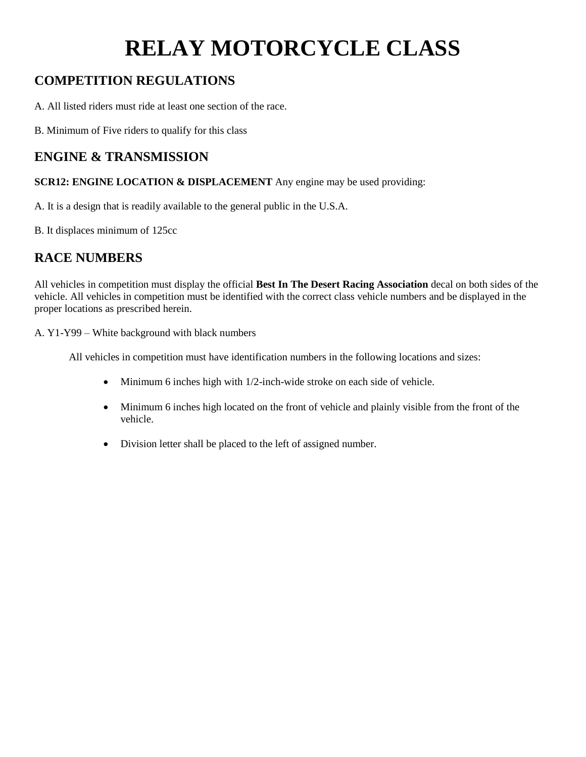# RELAY MOTORCYCLE CLASS

## COMPETITION REGULATIONS

A. All listed riders must ride at least one section of the race.

B. Minimum of Five riders to qualify for this class

## ENGINE & TRANSMISSION

**SCR12: ENGINE LOCATION & DISPLACEMENT** Any engine may be used providing:

A. It is a design that is readily available to the general public in the U.S.A.

B. It displaces minimum of 125cc

## RACE NUMBERS

All vehicles in competition must display the official **Best In The Desert Racing Association** decal on both sides of the vehicle. All vehicles in competition must be identified with the correct class vehicle numbers and be displayed in the proper locations as prescribed herein.

A. Y1-Y99 – White background with black numbers

All vehicles in competition must have identification numbers in the following locations and sizes:

- Minimum 6 inches high with 1/2-inch-wide stroke on each side of vehicle.
- Minimum 6 inches high located on the front of vehicle and plainly visible from the front of the vehicle.
- Division letter shall be placed to the left of assigned number.